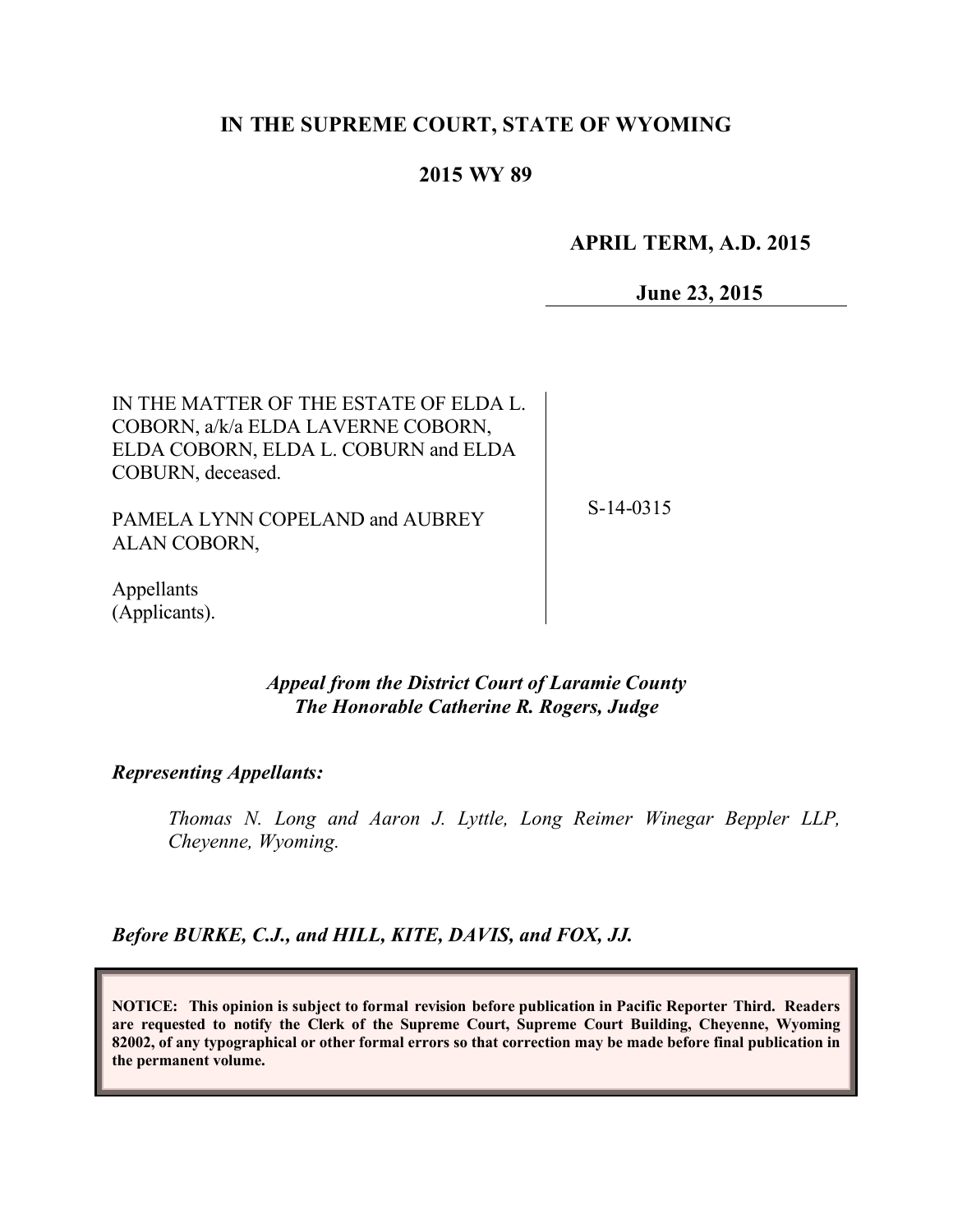**IN THE SUPREME COURT, STATE OF WYOMING**

**2015 WY 89**

**APRIL TERM, A.D. 2015**

**June 23, 2015**

IN THE MATTER OF THE ESTATE OF ELDA L. COBORN, a/k/a ELDA LAVERNE COBORN, ELDA COBORN, ELDA L. COBURN and ELDA COBURN, deceased.

PAMELA LYNN COPELAND and AUBREY ALAN COBORN,

Appellants (Applicants).

S-14-0315

*Appeal from the District Court of Laramie County*
*The Honorable Catherine R. Rogers, Judge*

***Representing Appellants:***

*Thomas N. Long and Aaron J. Lyttle, Long Reimer Winegar Beppler LLP, Cheyenne, Wyoming.*

***Before BURKE, C.J., and HILL, KITE, DAVIS, and FOX, JJ.***

**NOTICE: This opinion is subject to formal revision before publication in Pacific Reporter Third. Readers are requested to notify the Clerk of the Supreme Court, Supreme Court Building, Cheyenne, Wyoming 82002, of any typographical or other formal errors so that correction may be made before final publication in the permanent volume.**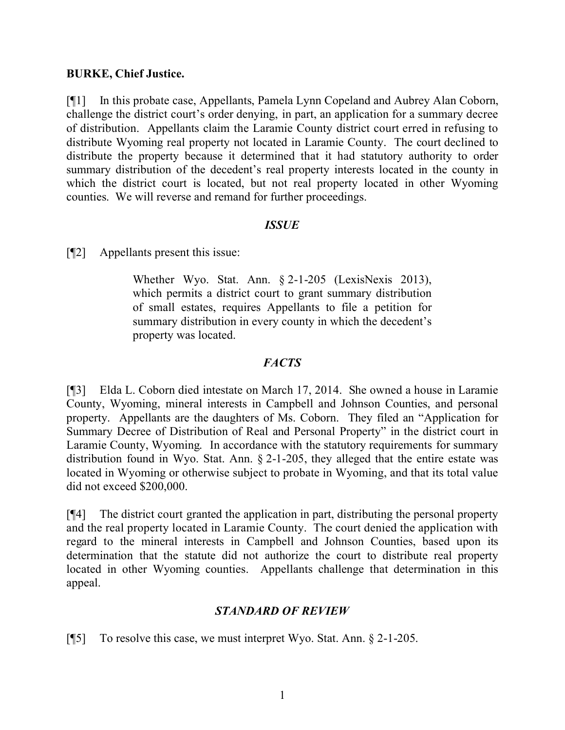**BURKE, Chief Justice.**

[¶1] In this probate case, Appellants, Pamela Lynn Copeland and Aubrey Alan Coborn, challenge the district court's order denying, in part, an application for a summary decree of distribution. Appellants claim the Laramie County district court erred in refusing to distribute Wyoming real property not located in Laramie County. The court declined to distribute the property because it determined that it had statutory authority to order summary distribution of the decedent's real property interests located in the county in which the district court is located, but not real property located in other Wyoming counties. We will reverse and remand for further proceedings.

## *ISSUE*

[¶2] Appellants present this issue:

> Whether Wyo. Stat. Ann. § 2-1-205 (LexisNexis 2013), which permits a district court to grant summary distribution of small estates, requires Appellants to file a petition for summary distribution in every county in which the decedent's property was located.

## *FACTS*

[¶3] Elda L. Coborn died intestate on March 17, 2014. She owned a house in Laramie County, Wyoming, mineral interests in Campbell and Johnson Counties, and personal property. Appellants are the daughters of Ms. Coborn. They filed an "Application for Summary Decree of Distribution of Real and Personal Property" in the district court in Laramie County, Wyoming. In accordance with the statutory requirements for summary distribution found in Wyo. Stat. Ann. § 2-1-205, they alleged that the entire estate was located in Wyoming or otherwise subject to probate in Wyoming, and that its total value did not exceed $200,000.

[¶4] The district court granted the application in part, distributing the personal property and the real property located in Laramie County. The court denied the application with regard to the mineral interests in Campbell and Johnson Counties, based upon its determination that the statute did not authorize the court to distribute real property located in other Wyoming counties. Appellants challenge that determination in this appeal.

## *STANDARD OF REVIEW*

[¶5] To resolve this case, we must interpret Wyo. Stat. Ann. § 2-1-205.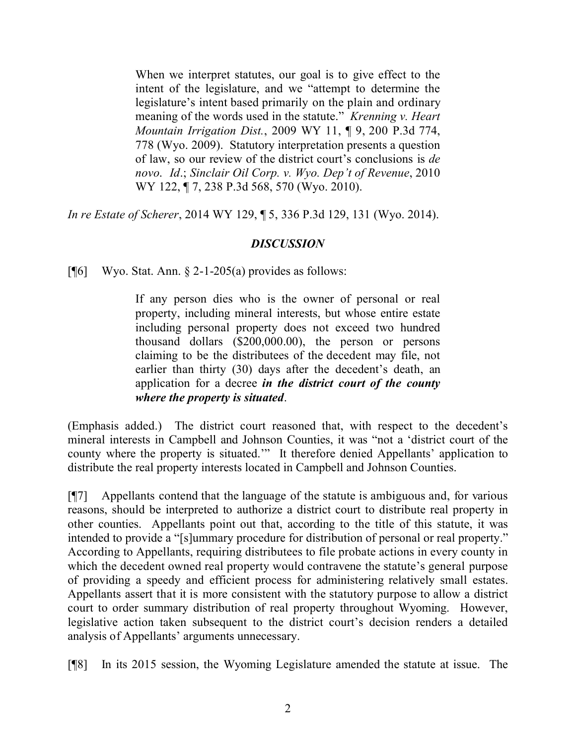> When we interpret statutes, our goal is to give effect to the intent of the legislature, and we "attempt to determine the legislature's intent based primarily on the plain and ordinary meaning of the words used in the statute." *Krenning v. Heart Mountain Irrigation Dist.*, 2009 WY 11, ¶ 9, 200 P.3d 774, 778 (Wyo. 2009). Statutory interpretation presents a question of law, so our review of the district court's conclusions is *de novo*. *Id*.; *Sinclair Oil Corp. v. Wyo. Dep't of Revenue*, 2010 WY 122, ¶ 7, 238 P.3d 568, 570 (Wyo. 2010).

*In re Estate of Scherer*, 2014 WY 129, ¶ 5, 336 P.3d 129, 131 (Wyo. 2014).

## *DISCUSSION*

[¶6] Wyo. Stat. Ann. § 2-1-205(a) provides as follows:

> If any person dies who is the owner of personal or real property, including mineral interests, but whose entire estate including personal property does not exceed two hundred thousand dollars ($200,000.00), the person or persons claiming to be the distributees of the decedent may file, not earlier than thirty (30) days after the decedent's death, an application for a decree ***in the district court of the county where the property is situated***.

(Emphasis added.) The district court reasoned that, with respect to the decedent's mineral interests in Campbell and Johnson Counties, it was "not a 'district court of the county where the property is situated.'" It therefore denied Appellants' application to distribute the real property interests located in Campbell and Johnson Counties.

[¶7] Appellants contend that the language of the statute is ambiguous and, for various reasons, should be interpreted to authorize a district court to distribute real property in other counties. Appellants point out that, according to the title of this statute, it was intended to provide a "[s]ummary procedure for distribution of personal or real property." According to Appellants, requiring distributees to file probate actions in every county in which the decedent owned real property would contravene the statute's general purpose of providing a speedy and efficient process for administering relatively small estates. Appellants assert that it is more consistent with the statutory purpose to allow a district court to order summary distribution of real property throughout Wyoming. However, legislative action taken subsequent to the district court's decision renders a detailed analysis of Appellants' arguments unnecessary.

[¶8] In its 2015 session, the Wyoming Legislature amended the statute at issue. The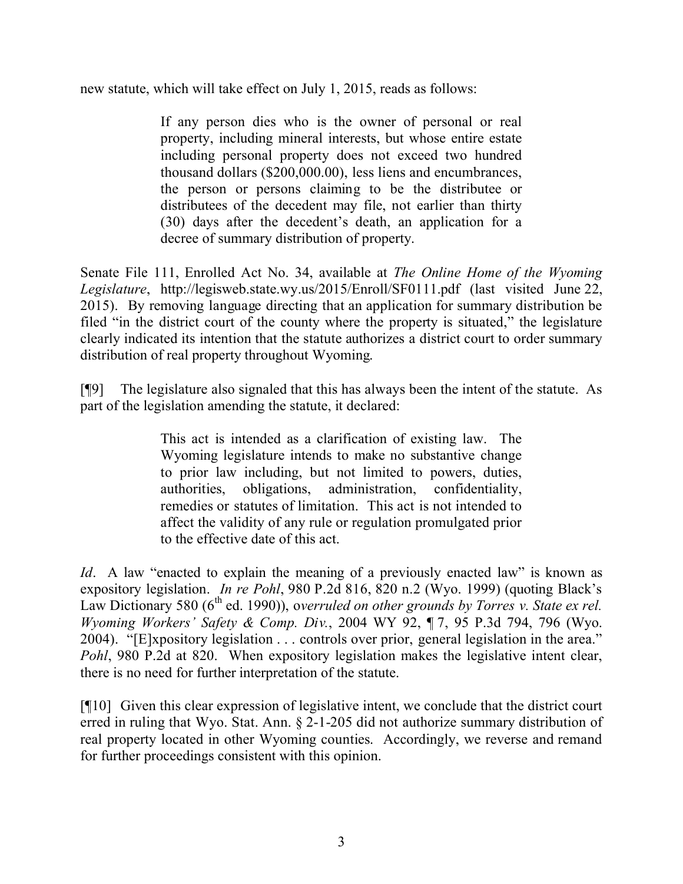new statute, which will take effect on July 1, 2015, reads as follows:

> If any person dies who is the owner of personal or real property, including mineral interests, but whose entire estate including personal property does not exceed two hundred thousand dollars ($200,000.00), less liens and encumbrances, the person or persons claiming to be the distributee or distributees of the decedent may file, not earlier than thirty (30) days after the decedent's death, an application for a decree of summary distribution of property.

Senate File 111, Enrolled Act No. 34, available at *The Online Home of the Wyoming Legislature*, http://legisweb.state.wy.us/2015/Enroll/SF0111.pdf (last visited June 22, 2015). By removing language directing that an application for summary distribution be filed "in the district court of the county where the property is situated," the legislature clearly indicated its intention that the statute authorizes a district court to order summary distribution of real property throughout Wyoming.

[¶9] The legislature also signaled that this has always been the intent of the statute. As part of the legislation amending the statute, it declared:

> This act is intended as a clarification of existing law. The Wyoming legislature intends to make no substantive change to prior law including, but not limited to powers, duties, authorities, obligations, administration, confidentiality, remedies or statutes of limitation. This act is not intended to affect the validity of any rule or regulation promulgated prior to the effective date of this act.

*Id*. A law "enacted to explain the meaning of a previously enacted law" is known as expository legislation. *In re Pohl*, 980 P.2d 816, 820 n.2 (Wyo. 1999) (quoting Black's Law Dictionary 580 (6th ed. 1990)), o*verruled on other grounds by Torres v. State ex rel. Wyoming Workers' Safety & Comp. Div.*, 2004 WY 92, ¶ 7, 95 P.3d 794, 796 (Wyo. 2004). "[E]xpository legislation . . . controls over prior, general legislation in the area." *Pohl*, 980 P.2d at 820. When expository legislation makes the legislative intent clear, there is no need for further interpretation of the statute.

[¶10] Given this clear expression of legislative intent, we conclude that the district court erred in ruling that Wyo. Stat. Ann. § 2-1-205 did not authorize summary distribution of real property located in other Wyoming counties. Accordingly, we reverse and remand for further proceedings consistent with this opinion.